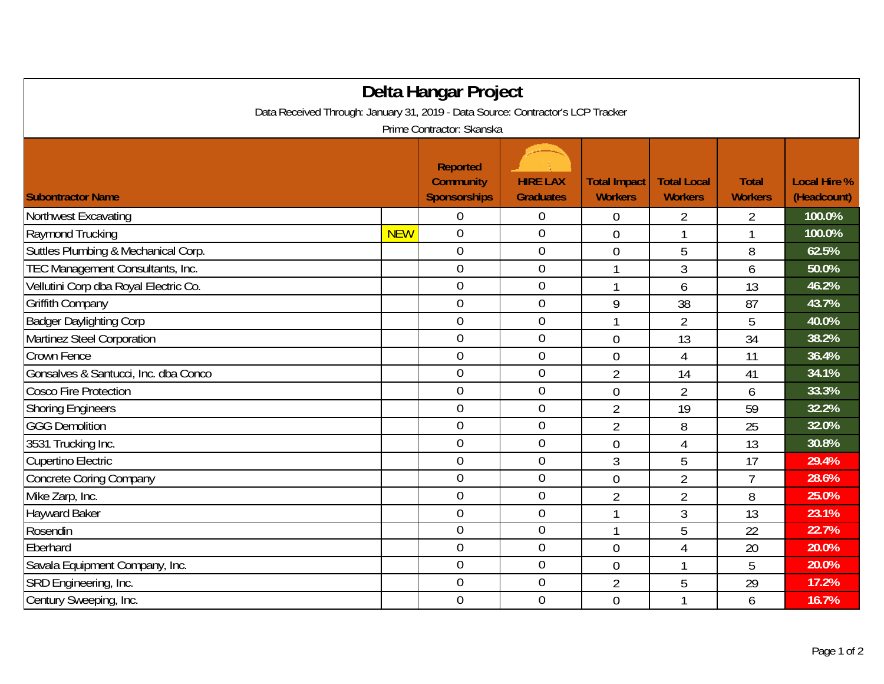# Delta Hangar Project

Data Received Through: January 31, 2019 - Data Source: Contractor's LCP Tracker

Prime Contractor: Skanska

| Subontractor Name | | Reported Community Sponsorships | HIRE LAX Graduates | Total Impact Workers | Total Local Workers | Total Workers | Local Hire % (Headcount) |
|---|---|---|---|---|---|---|---|
| Northwest Excavating | | 0 | 0 | 0 | 2 | 2 | 100.0% |
| Raymond Trucking | NEW | 0 | 0 | 0 | 1 | 1 | 100.0% |
| Suttles Plumbing & Mechanical Corp. | | 0 | 0 | 0 | 5 | 8 | 62.5% |
| TEC Management Consultants, Inc. | | 0 | 0 | 1 | 3 | 6 | 50.0% |
| Vellutini Corp dba Royal Electric Co. | | 0 | 0 | 1 | 6 | 13 | 46.2% |
| Griffith Company | | 0 | 0 | 9 | 38 | 87 | 43.7% |
| Badger Daylighting Corp | | 0 | 0 | 1 | 2 | 5 | 40.0% |
| Martinez Steel Corporation | | 0 | 0 | 0 | 13 | 34 | 38.2% |
| Crown Fence | | 0 | 0 | 0 | 4 | 11 | 36.4% |
| Gonsalves & Santucci, Inc. dba Conco | | 0 | 0 | 2 | 14 | 41 | 34.1% |
| Cosco Fire Protection | | 0 | 0 | 0 | 2 | 6 | 33.3% |
| Shoring Engineers | | 0 | 0 | 2 | 19 | 59 | 32.2% |
| GGG Demolition | | 0 | 0 | 2 | 8 | 25 | 32.0% |
| 3531 Trucking Inc. | | 0 | 0 | 0 | 4 | 13 | 30.8% |
| Cupertino Electric | | 0 | 0 | 3 | 5 | 17 | 29.4% |
| Concrete Coring Company | | 0 | 0 | 0 | 2 | 7 | 28.6% |
| Mike Zarp, Inc. | | 0 | 0 | 2 | 2 | 8 | 25.0% |
| Hayward Baker | | 0 | 0 | 1 | 3 | 13 | 23.1% |
| Rosendin | | 0 | 0 | 1 | 5 | 22 | 22.7% |
| Eberhard | | 0 | 0 | 0 | 4 | 20 | 20.0% |
| Savala Equipment Company, Inc. | | 0 | 0 | 0 | 1 | 5 | 20.0% |
| SRD Engineering, Inc. | | 0 | 0 | 2 | 5 | 29 | 17.2% |
| Century Sweeping, Inc. | | 0 | 0 | 0 | 1 | 6 | 16.7% |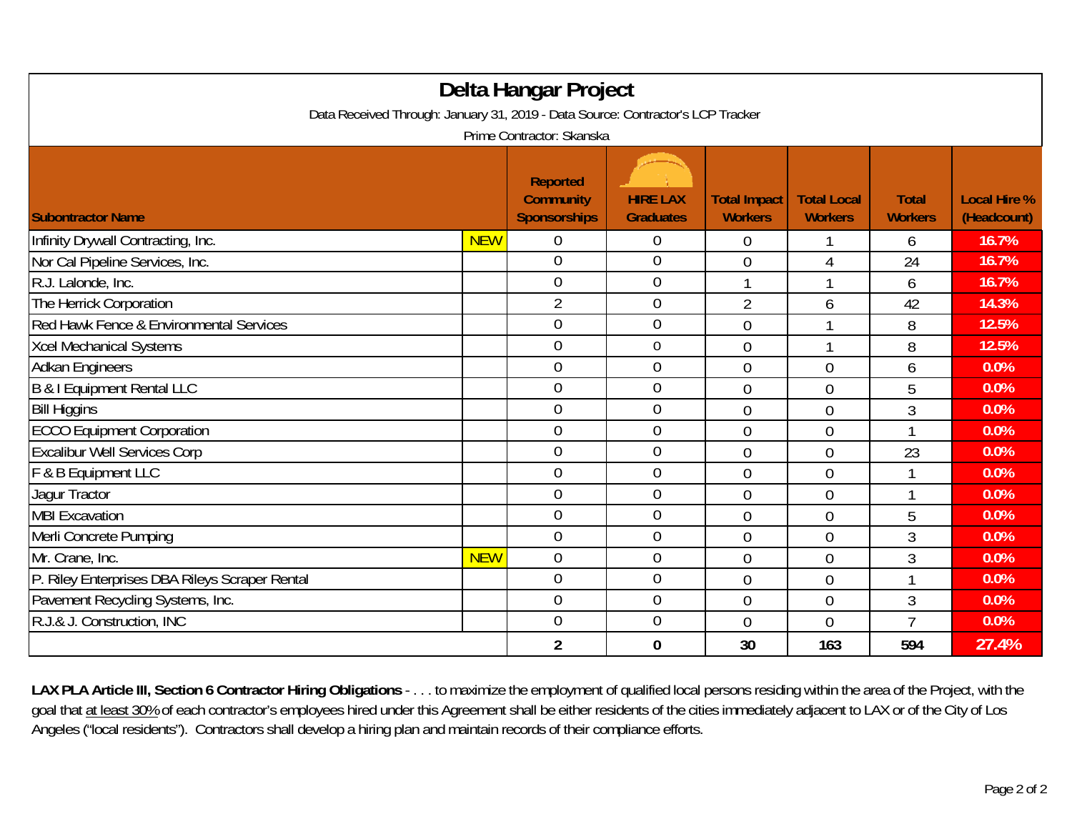# Delta Hangar Project

Data Received Through: January 31, 2019 - Data Source: Contractor's LCP Tracker

Prime Contractor: Skanska

| Subontractor Name | | Reported Community Sponsorships | HIRE LAX Graduates | Total Impact Workers | Total Local Workers | Total Workers | Local Hire % (Headcount) |
|---|---|---|---|---|---|---|---|
| Infinity Drywall Contracting, Inc. | NEW | 0 | 0 | 0 | 1 | 6 | 16.7% |
| Nor Cal Pipeline Services, Inc. | | 0 | 0 | 0 | 4 | 24 | 16.7% |
| R.J. Lalonde, Inc. | | 0 | 0 | 1 | 1 | 6 | 16.7% |
| The Herrick Corporation | | 2 | 0 | 2 | 6 | 42 | 14.3% |
| Red Hawk Fence & Environmental Services | | 0 | 0 | 0 | 1 | 8 | 12.5% |
| Xcel Mechanical Systems | | 0 | 0 | 0 | 1 | 8 | 12.5% |
| Adkan Engineers | | 0 | 0 | 0 | 0 | 6 | 0.0% |
| B & I Equipment Rental LLC | | 0 | 0 | 0 | 0 | 5 | 0.0% |
| Bill Higgins | | 0 | 0 | 0 | 0 | 3 | 0.0% |
| ECCO Equipment Corporation | | 0 | 0 | 0 | 0 | 1 | 0.0% |
| Excalibur Well Services Corp | | 0 | 0 | 0 | 0 | 23 | 0.0% |
| F & B Equipment LLC | | 0 | 0 | 0 | 0 | 1 | 0.0% |
| Jagur Tractor | | 0 | 0 | 0 | 0 | 1 | 0.0% |
| MBI Excavation | | 0 | 0 | 0 | 0 | 5 | 0.0% |
| Merli Concrete Pumping | | 0 | 0 | 0 | 0 | 3 | 0.0% |
| Mr. Crane, Inc. | NEW | 0 | 0 | 0 | 0 | 3 | 0.0% |
| P. Riley Enterprises DBA Rileys Scraper Rental | | 0 | 0 | 0 | 0 | 1 | 0.0% |
| Pavement Recycling Systems, Inc. | | 0 | 0 | 0 | 0 | 3 | 0.0% |
| R.J.& J. Construction, INC | | 0 | 0 | 0 | 0 | 7 | 0.0% |
| | | **2** | **0** | **30** | **163** | **594** | **27.4%** |

**LAX PLA Article III, Section 6 Contractor Hiring Obligations** - . . . to maximize the employment of qualified local persons residing within the area of the Project, with the goal that at least 30% of each contractor's employees hired under this Agreement shall be either residents of the cities immediately adjacent to LAX or of the City of Los Angeles ("local residents"). Contractors shall develop a hiring plan and maintain records of their compliance efforts.